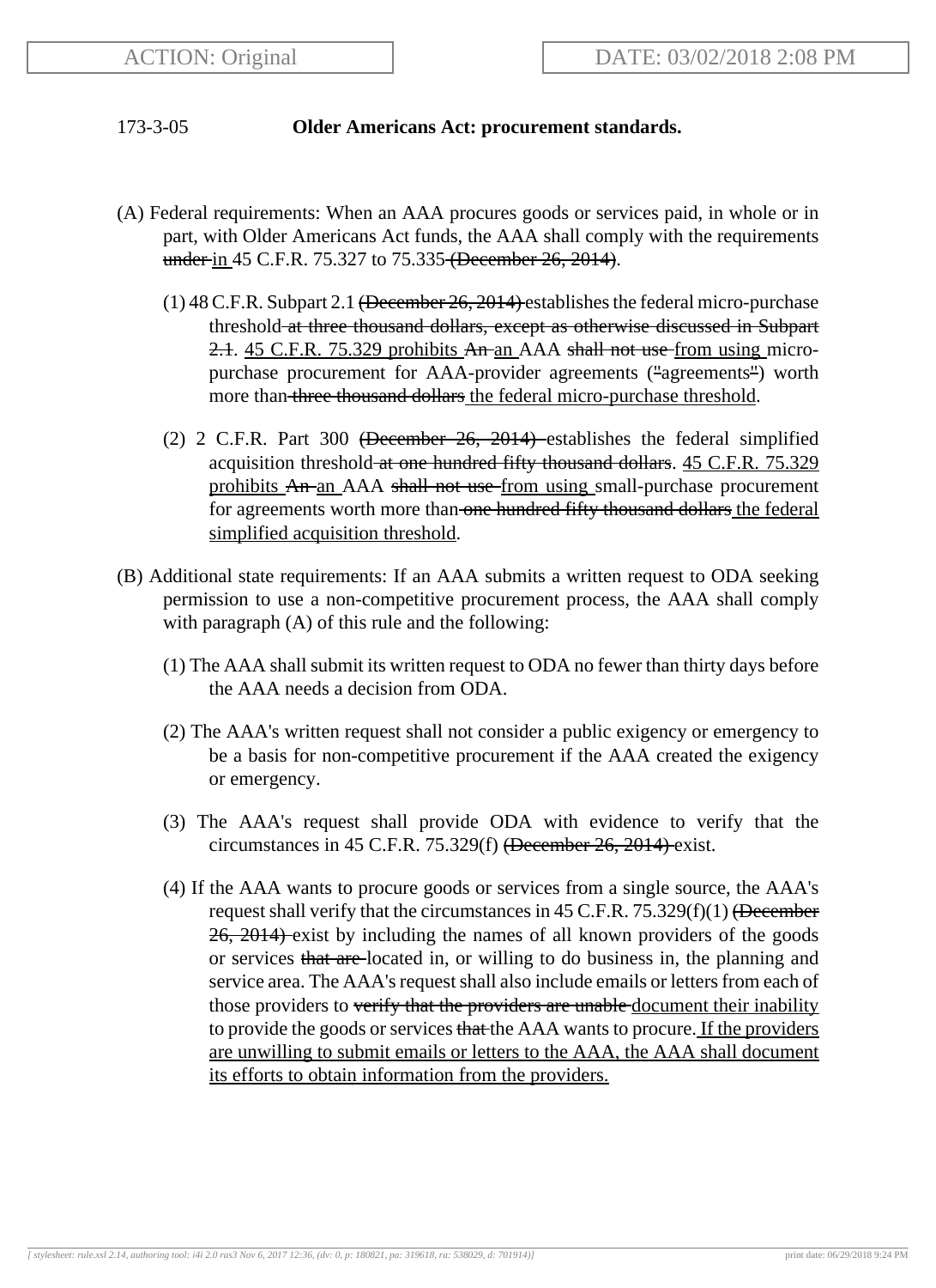173-3-05 **Older Americans Act: procurement standards.**

(A) Federal requirements: When an AAA procures goods or services paid, in whole or in part, with Older Americans Act funds, the AAA shall comply with the requirements ~~under~~ <u>in</u> 45 C.F.R. 75.327 to 75.335 ~~(December 26, 2014)~~.

(1) 48 C.F.R. Subpart 2.1 ~~(December 26, 2014)~~ establishes the federal micro-purchase threshold ~~at three thousand dollars, except as otherwise discussed in Subpart 2.1~~. <u>45 C.F.R. 75.329 prohibits</u> ~~An~~ <u>an</u> AAA ~~shall not use~~ <u>from using</u> micro-purchase procurement for AAA-provider agreements (~~"~~agreements~~"~~) worth more than ~~three thousand dollars~~ <u>the federal micro-purchase threshold</u>.

(2) 2 C.F.R. Part 300 ~~(December 26, 2014)~~ establishes the federal simplified acquisition threshold ~~at one hundred fifty thousand dollars~~. <u>45 C.F.R. 75.329 prohibits</u> ~~An~~ <u>an</u> AAA ~~shall not use~~ <u>from using</u> small-purchase procurement for agreements worth more than ~~one hundred fifty thousand dollars~~ <u>the federal simplified acquisition threshold</u>.

(B) Additional state requirements: If an AAA submits a written request to ODA seeking permission to use a non-competitive procurement process, the AAA shall comply with paragraph (A) of this rule and the following:

(1) The AAA shall submit its written request to ODA no fewer than thirty days before the AAA needs a decision from ODA.

(2) The AAA's written request shall not consider a public exigency or emergency to be a basis for non-competitive procurement if the AAA created the exigency or emergency.

(3) The AAA's request shall provide ODA with evidence to verify that the circumstances in 45 C.F.R. 75.329(f) ~~(December 26, 2014)~~ exist.

(4) If the AAA wants to procure goods or services from a single source, the AAA's request shall verify that the circumstances in 45 C.F.R. 75.329(f)(1) ~~(December 26, 2014)~~ exist by including the names of all known providers of the goods or services ~~that are~~ located in, or willing to do business in, the planning and service area. The AAA's request shall also include emails or letters from each of those providers to ~~verify that the providers are unable~~ <u>document their inability</u> to provide the goods or services ~~that~~ the AAA wants to procure. <u>If the providers are unwilling to submit emails or letters to the AAA, the AAA shall document its efforts to obtain information from the providers.</u>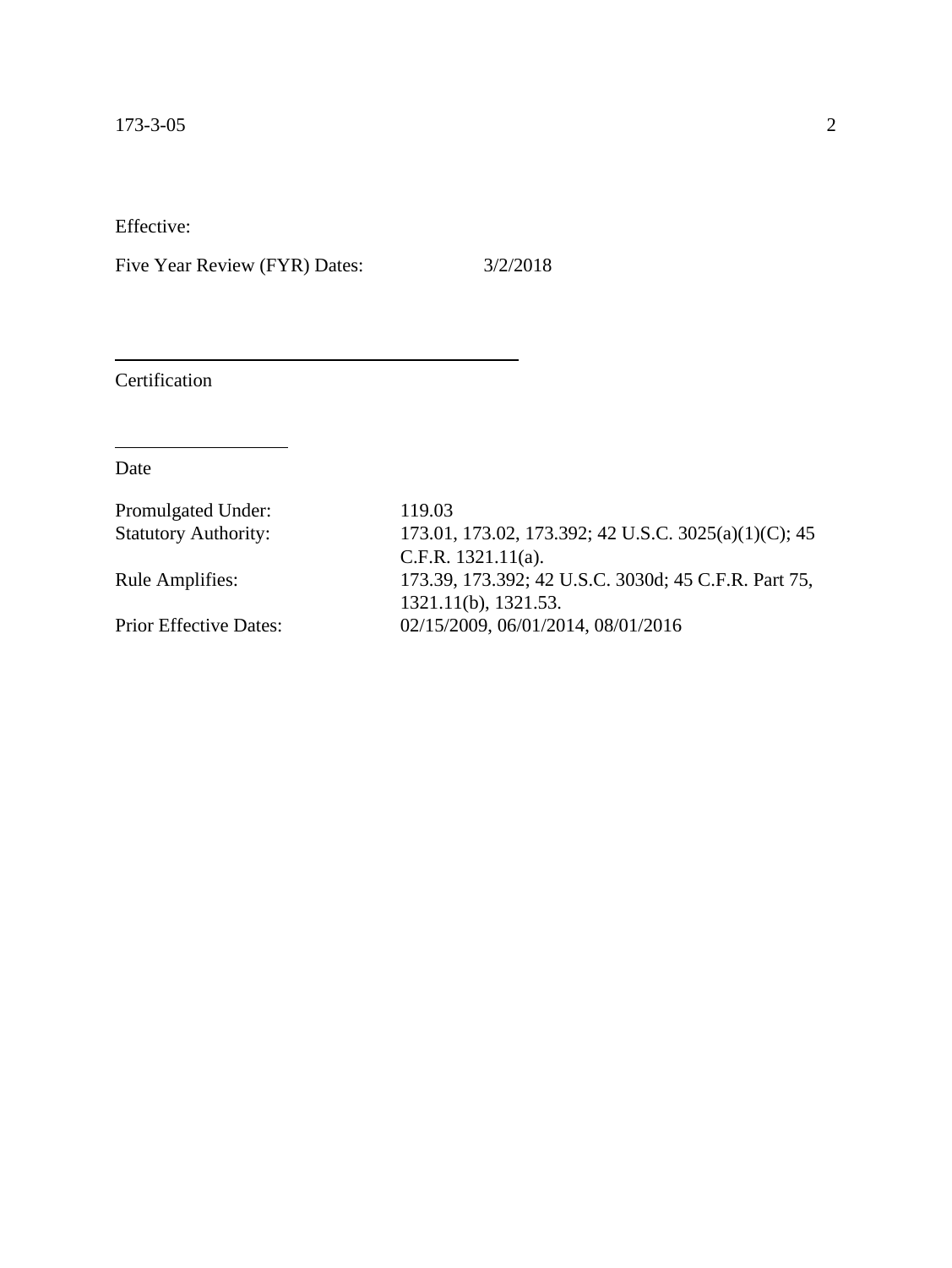Effective:

Five Year Review (FYR) Dates: 3/2/2018

---

Certification

---

Date

| | |
|---|---|
| Promulgated Under: | 119.03 |
| Statutory Authority: | 173.01, 173.02, 173.392; 42 U.S.C. 3025(a)(1)(C); 45 C.F.R. 1321.11(a). |
| Rule Amplifies: | 173.39, 173.392; 42 U.S.C. 3030d; 45 C.F.R. Part 75, 1321.11(b), 1321.53. |
| Prior Effective Dates: | 02/15/2009, 06/01/2014, 08/01/2016 |